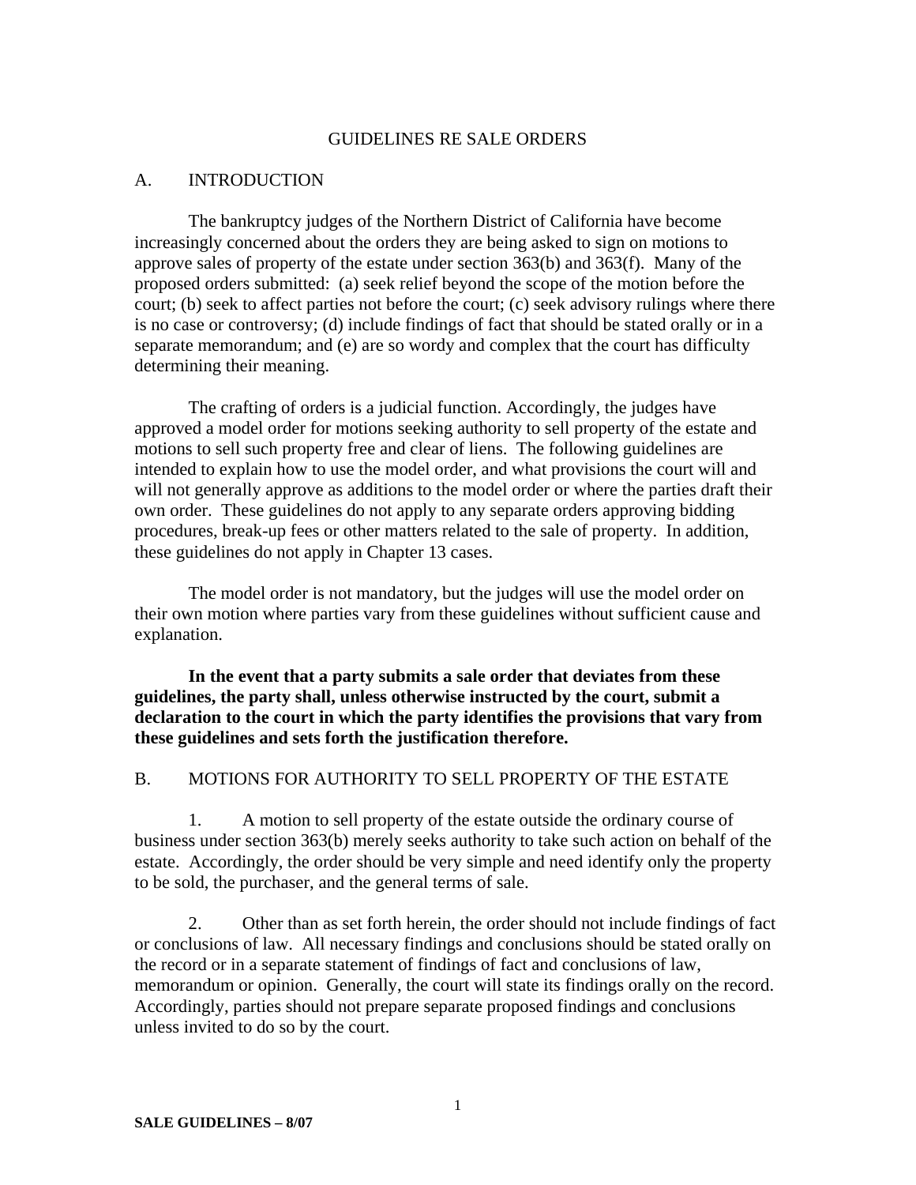# GUIDELINES RE SALE ORDERS

## A. INTRODUCTION

The bankruptcy judges of the Northern District of California have become increasingly concerned about the orders they are being asked to sign on motions to approve sales of property of the estate under section 363(b) and 363(f). Many of the proposed orders submitted: (a) seek relief beyond the scope of the motion before the court; (b) seek to affect parties not before the court; (c) seek advisory rulings where there is no case or controversy; (d) include findings of fact that should be stated orally or in a separate memorandum; and (e) are so wordy and complex that the court has difficulty determining their meaning.

The crafting of orders is a judicial function. Accordingly, the judges have approved a model order for motions seeking authority to sell property of the estate and motions to sell such property free and clear of liens. The following guidelines are intended to explain how to use the model order, and what provisions the court will and will not generally approve as additions to the model order or where the parties draft their own order. These guidelines do not apply to any separate orders approving bidding procedures, break-up fees or other matters related to the sale of property. In addition, these guidelines do not apply in Chapter 13 cases.

The model order is not mandatory, but the judges will use the model order on their own motion where parties vary from these guidelines without sufficient cause and explanation.

**In the event that a party submits a sale order that deviates from these guidelines, the party shall, unless otherwise instructed by the court, submit a declaration to the court in which the party identifies the provisions that vary from these guidelines and sets forth the justification therefore.**

## B. MOTIONS FOR AUTHORITY TO SELL PROPERTY OF THE ESTATE

1. A motion to sell property of the estate outside the ordinary course of business under section 363(b) merely seeks authority to take such action on behalf of the estate. Accordingly, the order should be very simple and need identify only the property to be sold, the purchaser, and the general terms of sale.

2. Other than as set forth herein, the order should not include findings of fact or conclusions of law. All necessary findings and conclusions should be stated orally on the record or in a separate statement of findings of fact and conclusions of law, memorandum or opinion. Generally, the court will state its findings orally on the record. Accordingly, parties should not prepare separate proposed findings and conclusions unless invited to do so by the court.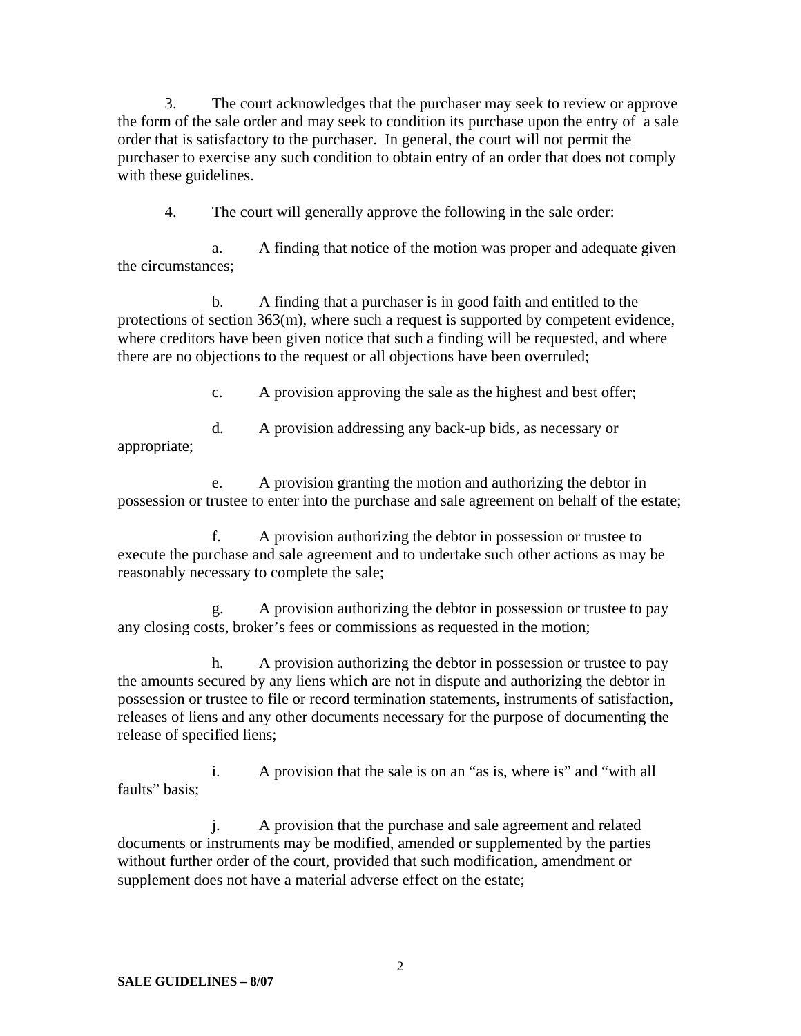3. The court acknowledges that the purchaser may seek to review or approve the form of the sale order and may seek to condition its purchase upon the entry of a sale order that is satisfactory to the purchaser. In general, the court will not permit the purchaser to exercise any such condition to obtain entry of an order that does not comply with these guidelines.

4. The court will generally approve the following in the sale order:

a. A finding that notice of the motion was proper and adequate given the circumstances;

b. A finding that a purchaser is in good faith and entitled to the protections of section 363(m), where such a request is supported by competent evidence, where creditors have been given notice that such a finding will be requested, and where there are no objections to the request or all objections have been overruled;

c. A provision approving the sale as the highest and best offer;

d. A provision addressing any back-up bids, as necessary or appropriate;

e. A provision granting the motion and authorizing the debtor in possession or trustee to enter into the purchase and sale agreement on behalf of the estate;

f. A provision authorizing the debtor in possession or trustee to execute the purchase and sale agreement and to undertake such other actions as may be reasonably necessary to complete the sale;

g. A provision authorizing the debtor in possession or trustee to pay any closing costs, broker's fees or commissions as requested in the motion;

h. A provision authorizing the debtor in possession or trustee to pay the amounts secured by any liens which are not in dispute and authorizing the debtor in possession or trustee to file or record termination statements, instruments of satisfaction, releases of liens and any other documents necessary for the purpose of documenting the release of specified liens;

i. A provision that the sale is on an "as is, where is" and "with all faults" basis;

j. A provision that the purchase and sale agreement and related documents or instruments may be modified, amended or supplemented by the parties without further order of the court, provided that such modification, amendment or supplement does not have a material adverse effect on the estate;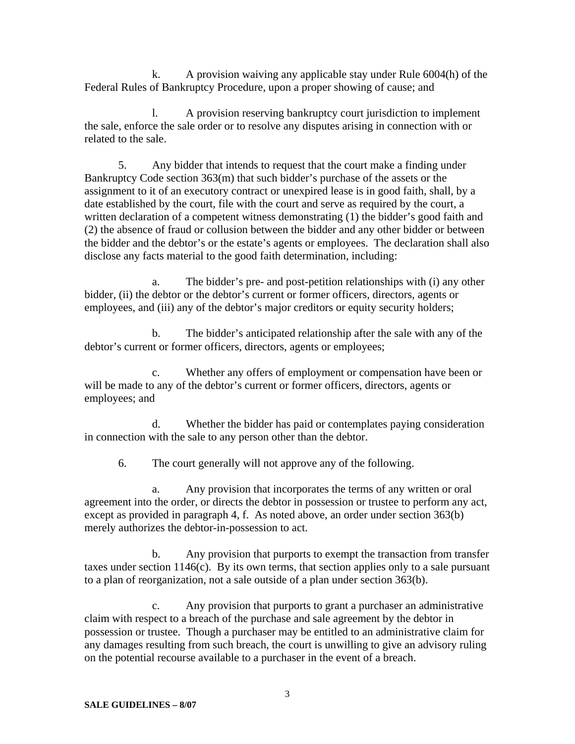k. A provision waiving any applicable stay under Rule 6004(h) of the Federal Rules of Bankruptcy Procedure, upon a proper showing of cause; and

l. A provision reserving bankruptcy court jurisdiction to implement the sale, enforce the sale order or to resolve any disputes arising in connection with or related to the sale.

5. Any bidder that intends to request that the court make a finding under Bankruptcy Code section 363(m) that such bidder's purchase of the assets or the assignment to it of an executory contract or unexpired lease is in good faith, shall, by a date established by the court, file with the court and serve as required by the court, a written declaration of a competent witness demonstrating (1) the bidder's good faith and (2) the absence of fraud or collusion between the bidder and any other bidder or between the bidder and the debtor's or the estate's agents or employees. The declaration shall also disclose any facts material to the good faith determination, including:

a. The bidder's pre- and post-petition relationships with (i) any other bidder, (ii) the debtor or the debtor's current or former officers, directors, agents or employees, and (iii) any of the debtor's major creditors or equity security holders;

b. The bidder's anticipated relationship after the sale with any of the debtor's current or former officers, directors, agents or employees;

c. Whether any offers of employment or compensation have been or will be made to any of the debtor's current or former officers, directors, agents or employees; and

d. Whether the bidder has paid or contemplates paying consideration in connection with the sale to any person other than the debtor.

6. The court generally will not approve any of the following.

a. Any provision that incorporates the terms of any written or oral agreement into the order, or directs the debtor in possession or trustee to perform any act, except as provided in paragraph 4, f. As noted above, an order under section 363(b) merely authorizes the debtor-in-possession to act.

b. Any provision that purports to exempt the transaction from transfer taxes under section 1146(c). By its own terms, that section applies only to a sale pursuant to a plan of reorganization, not a sale outside of a plan under section 363(b).

c. Any provision that purports to grant a purchaser an administrative claim with respect to a breach of the purchase and sale agreement by the debtor in possession or trustee. Though a purchaser may be entitled to an administrative claim for any damages resulting from such breach, the court is unwilling to give an advisory ruling on the potential recourse available to a purchaser in the event of a breach.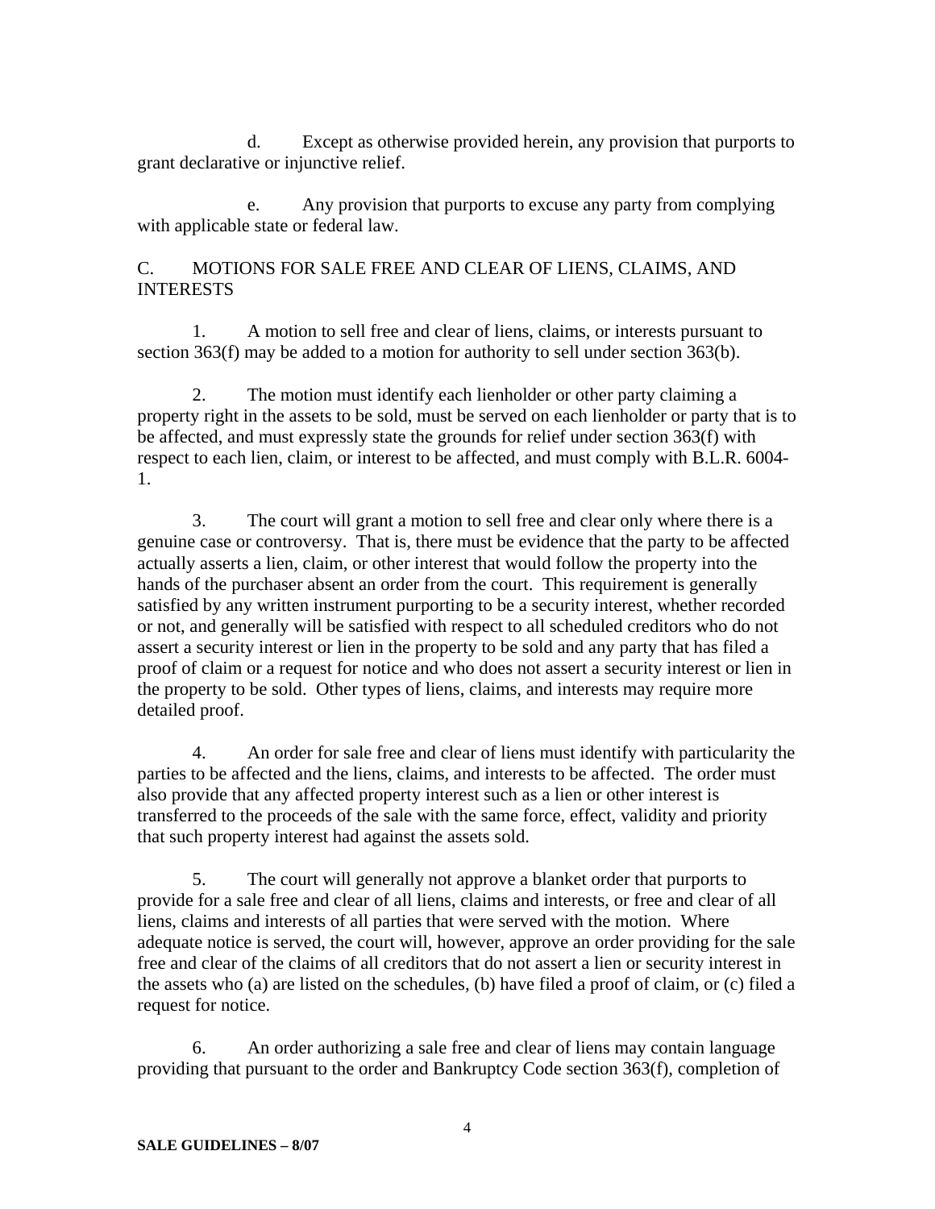d. Except as otherwise provided herein, any provision that purports to grant declarative or injunctive relief.

e. Any provision that purports to excuse any party from complying with applicable state or federal law.

## C. MOTIONS FOR SALE FREE AND CLEAR OF LIENS, CLAIMS, AND INTERESTS

1. A motion to sell free and clear of liens, claims, or interests pursuant to section 363(f) may be added to a motion for authority to sell under section 363(b).

2. The motion must identify each lienholder or other party claiming a property right in the assets to be sold, must be served on each lienholder or party that is to be affected, and must expressly state the grounds for relief under section 363(f) with respect to each lien, claim, or interest to be affected, and must comply with B.L.R. 6004-1.

3. The court will grant a motion to sell free and clear only where there is a genuine case or controversy. That is, there must be evidence that the party to be affected actually asserts a lien, claim, or other interest that would follow the property into the hands of the purchaser absent an order from the court. This requirement is generally satisfied by any written instrument purporting to be a security interest, whether recorded or not, and generally will be satisfied with respect to all scheduled creditors who do not assert a security interest or lien in the property to be sold and any party that has filed a proof of claim or a request for notice and who does not assert a security interest or lien in the property to be sold. Other types of liens, claims, and interests may require more detailed proof.

4. An order for sale free and clear of liens must identify with particularity the parties to be affected and the liens, claims, and interests to be affected. The order must also provide that any affected property interest such as a lien or other interest is transferred to the proceeds of the sale with the same force, effect, validity and priority that such property interest had against the assets sold.

5. The court will generally not approve a blanket order that purports to provide for a sale free and clear of all liens, claims and interests, or free and clear of all liens, claims and interests of all parties that were served with the motion. Where adequate notice is served, the court will, however, approve an order providing for the sale free and clear of the claims of all creditors that do not assert a lien or security interest in the assets who (a) are listed on the schedules, (b) have filed a proof of claim, or (c) filed a request for notice.

6. An order authorizing a sale free and clear of liens may contain language providing that pursuant to the order and Bankruptcy Code section 363(f), completion of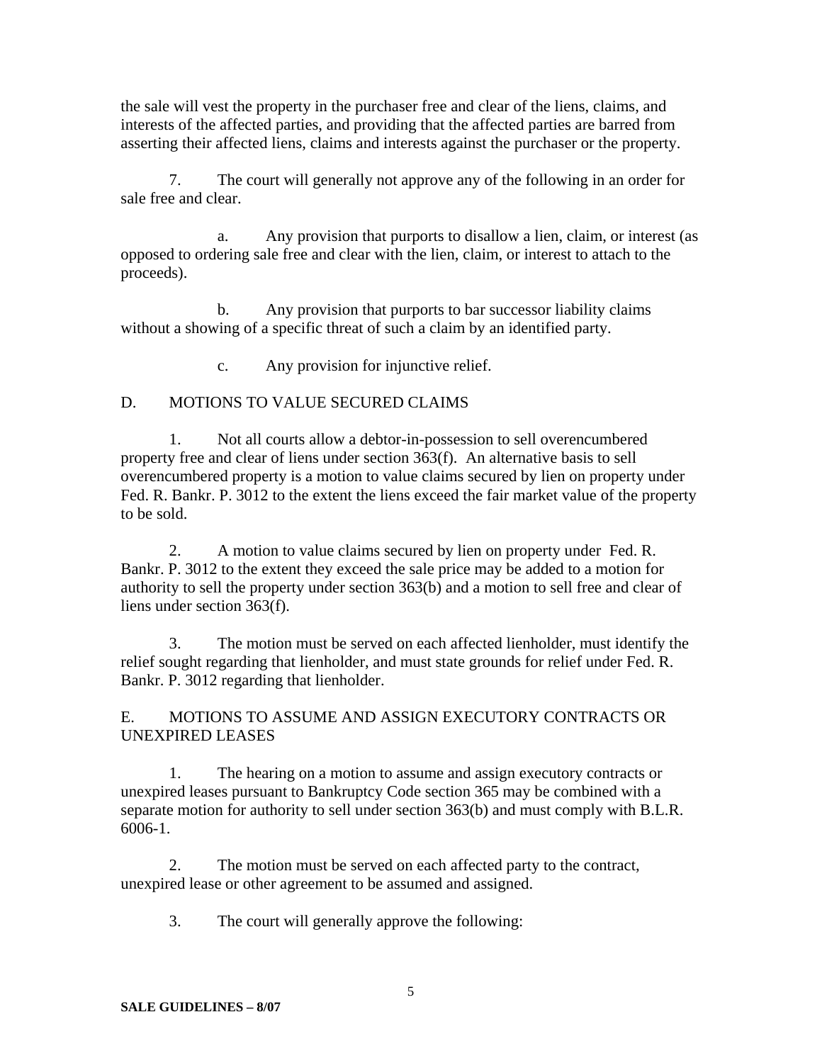the sale will vest the property in the purchaser free and clear of the liens, claims, and interests of the affected parties, and providing that the affected parties are barred from asserting their affected liens, claims and interests against the purchaser or the property.

7. The court will generally not approve any of the following in an order for sale free and clear.

a. Any provision that purports to disallow a lien, claim, or interest (as opposed to ordering sale free and clear with the lien, claim, or interest to attach to the proceeds).

b. Any provision that purports to bar successor liability claims without a showing of a specific threat of such a claim by an identified party.

c. Any provision for injunctive relief.

## D. MOTIONS TO VALUE SECURED CLAIMS

1. Not all courts allow a debtor-in-possession to sell overencumbered property free and clear of liens under section 363(f). An alternative basis to sell overencumbered property is a motion to value claims secured by lien on property under Fed. R. Bankr. P. 3012 to the extent the liens exceed the fair market value of the property to be sold.

2. A motion to value claims secured by lien on property under Fed. R. Bankr. P. 3012 to the extent they exceed the sale price may be added to a motion for authority to sell the property under section 363(b) and a motion to sell free and clear of liens under section 363(f).

3. The motion must be served on each affected lienholder, must identify the relief sought regarding that lienholder, and must state grounds for relief under Fed. R. Bankr. P. 3012 regarding that lienholder.

## E. MOTIONS TO ASSUME AND ASSIGN EXECUTORY CONTRACTS OR UNEXPIRED LEASES

1. The hearing on a motion to assume and assign executory contracts or unexpired leases pursuant to Bankruptcy Code section 365 may be combined with a separate motion for authority to sell under section 363(b) and must comply with B.L.R. 6006-1.

2. The motion must be served on each affected party to the contract, unexpired lease or other agreement to be assumed and assigned.

3. The court will generally approve the following: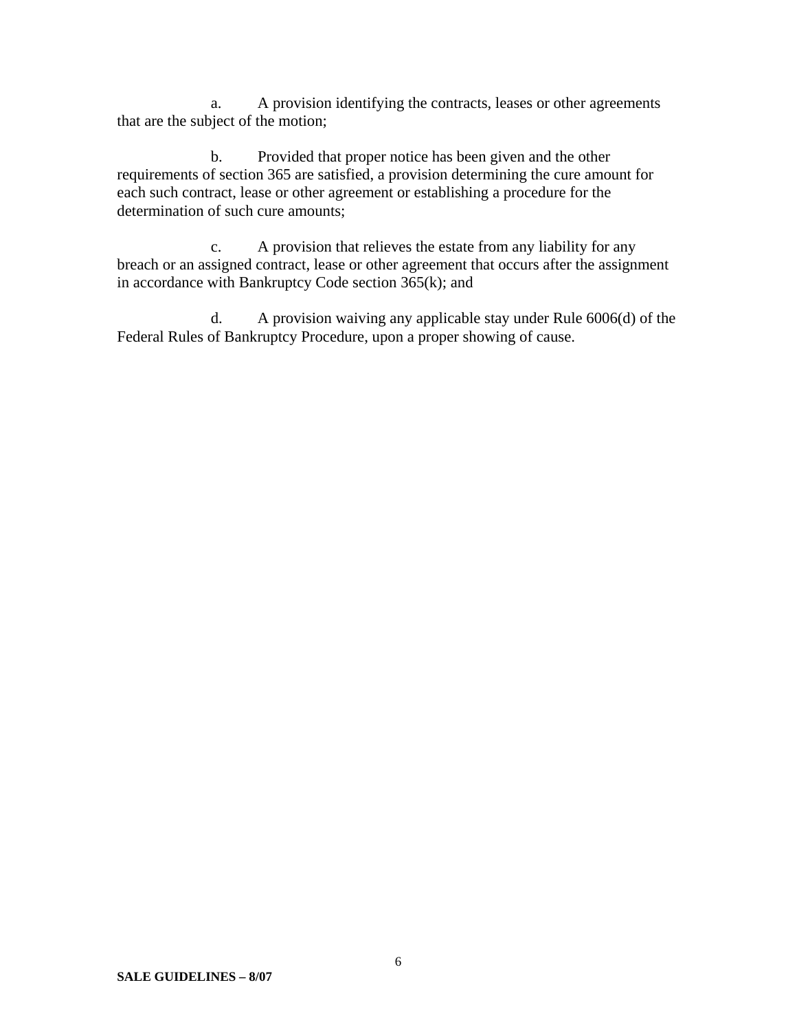a. A provision identifying the contracts, leases or other agreements that are the subject of the motion;

b. Provided that proper notice has been given and the other requirements of section 365 are satisfied, a provision determining the cure amount for each such contract, lease or other agreement or establishing a procedure for the determination of such cure amounts;

c. A provision that relieves the estate from any liability for any breach or an assigned contract, lease or other agreement that occurs after the assignment in accordance with Bankruptcy Code section 365(k); and

d. A provision waiving any applicable stay under Rule 6006(d) of the Federal Rules of Bankruptcy Procedure, upon a proper showing of cause.